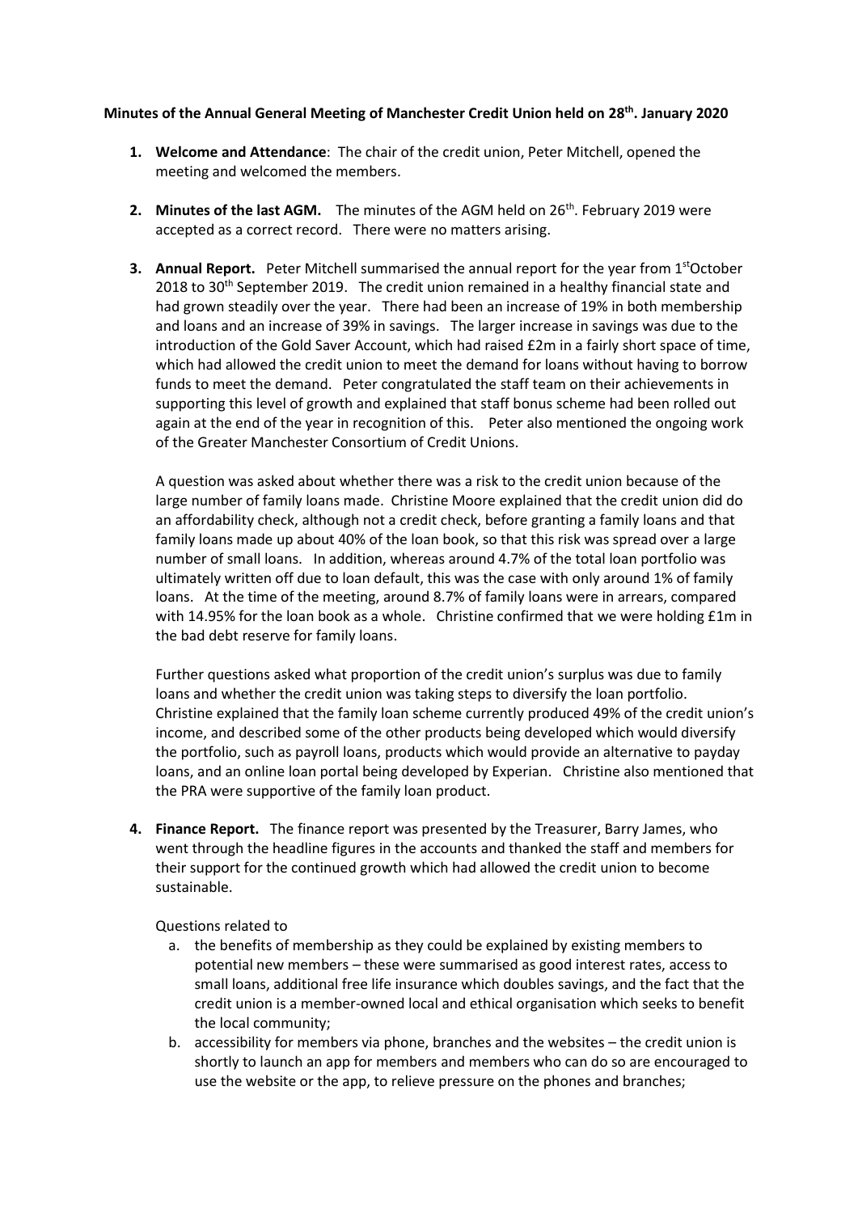**Minutes of the Annual General Meeting of Manchester Credit Union held on 28th. January 2020**

1. **Welcome and Attendance**: The chair of the credit union, Peter Mitchell, opened the meeting and welcomed the members.

2. **Minutes of the last AGM.** The minutes of the AGM held on 26th. February 2019 were accepted as a correct record. There were no matters arising.

3. **Annual Report.** Peter Mitchell summarised the annual report for the year from 1stOctober 2018 to 30th September 2019. The credit union remained in a healthy financial state and had grown steadily over the year. There had been an increase of 19% in both membership and loans and an increase of 39% in savings. The larger increase in savings was due to the introduction of the Gold Saver Account, which had raised £2m in a fairly short space of time, which had allowed the credit union to meet the demand for loans without having to borrow funds to meet the demand. Peter congratulated the staff team on their achievements in supporting this level of growth and explained that staff bonus scheme had been rolled out again at the end of the year in recognition of this. Peter also mentioned the ongoing work of the Greater Manchester Consortium of Credit Unions.

   A question was asked about whether there was a risk to the credit union because of the large number of family loans made. Christine Moore explained that the credit union did do an affordability check, although not a credit check, before granting a family loans and that family loans made up about 40% of the loan book, so that this risk was spread over a large number of small loans. In addition, whereas around 4.7% of the total loan portfolio was ultimately written off due to loan default, this was the case with only around 1% of family loans. At the time of the meeting, around 8.7% of family loans were in arrears, compared with 14.95% for the loan book as a whole. Christine confirmed that we were holding £1m in the bad debt reserve for family loans.

   Further questions asked what proportion of the credit union's surplus was due to family loans and whether the credit union was taking steps to diversify the loan portfolio. Christine explained that the family loan scheme currently produced 49% of the credit union's income, and described some of the other products being developed which would diversify the portfolio, such as payroll loans, products which would provide an alternative to payday loans, and an online loan portal being developed by Experian. Christine also mentioned that the PRA were supportive of the family loan product.

4. **Finance Report.** The finance report was presented by the Treasurer, Barry James, who went through the headline figures in the accounts and thanked the staff and members for their support for the continued growth which had allowed the credit union to become sustainable.

   Questions related to

   a. the benefits of membership as they could be explained by existing members to potential new members – these were summarised as good interest rates, access to small loans, additional free life insurance which doubles savings, and the fact that the credit union is a member-owned local and ethical organisation which seeks to benefit the local community;
   b. accessibility for members via phone, branches and the websites – the credit union is shortly to launch an app for members and members who can do so are encouraged to use the website or the app, to relieve pressure on the phones and branches;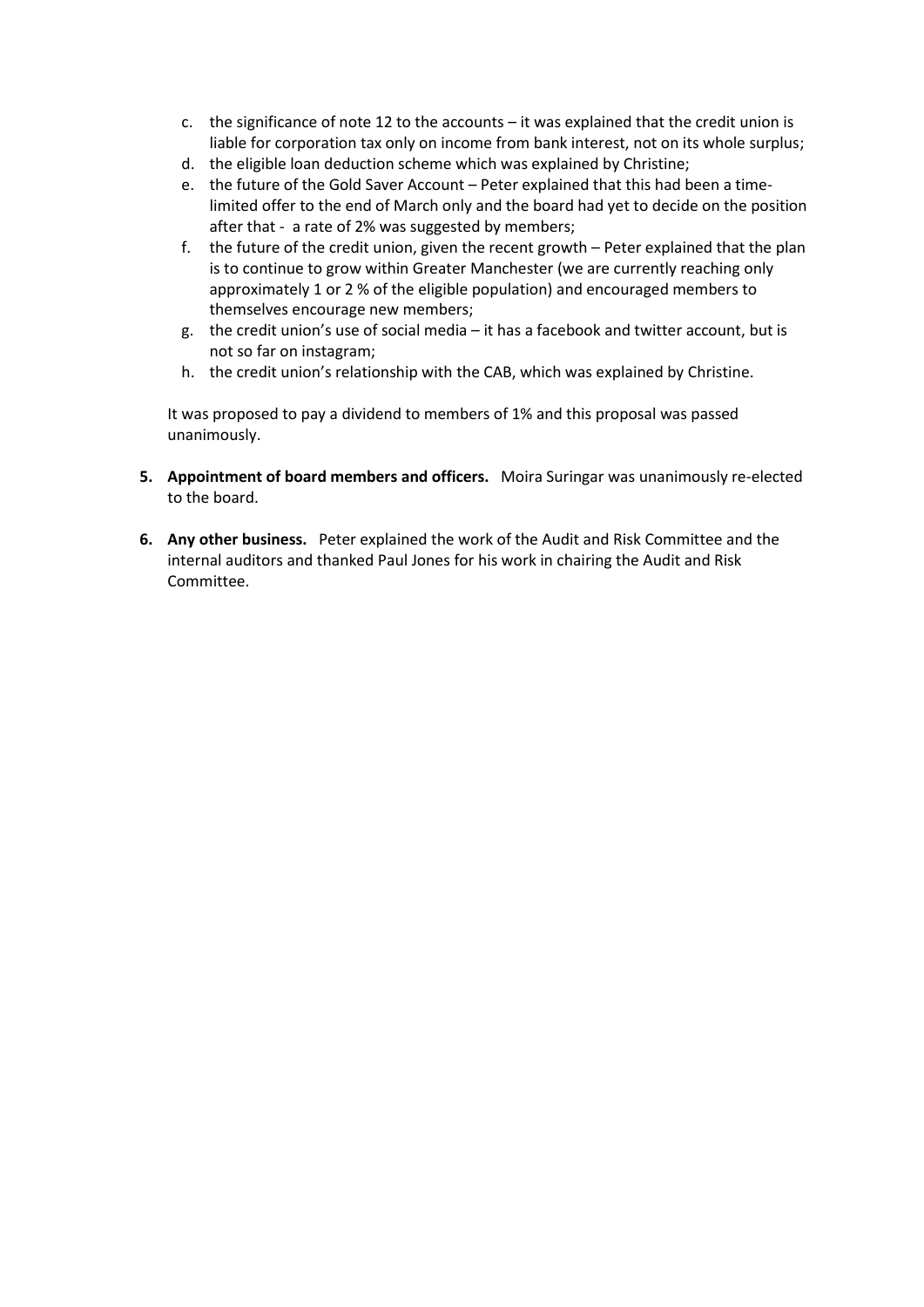c. the significance of note 12 to the accounts – it was explained that the credit union is liable for corporation tax only on income from bank interest, not on its whole surplus;
d. the eligible loan deduction scheme which was explained by Christine;
e. the future of the Gold Saver Account – Peter explained that this had been a time-limited offer to the end of March only and the board had yet to decide on the position after that - a rate of 2% was suggested by members;
f. the future of the credit union, given the recent growth – Peter explained that the plan is to continue to grow within Greater Manchester (we are currently reaching only approximately 1 or 2 % of the eligible population) and encouraged members to themselves encourage new members;
g. the credit union's use of social media – it has a facebook and twitter account, but is not so far on instagram;
h. the credit union's relationship with the CAB, which was explained by Christine.

It was proposed to pay a dividend to members of 1% and this proposal was passed unanimously.

5. **Appointment of board members and officers.** Moira Suringar was unanimously re-elected to the board.

6. **Any other business.** Peter explained the work of the Audit and Risk Committee and the internal auditors and thanked Paul Jones for his work in chairing the Audit and Risk Committee.